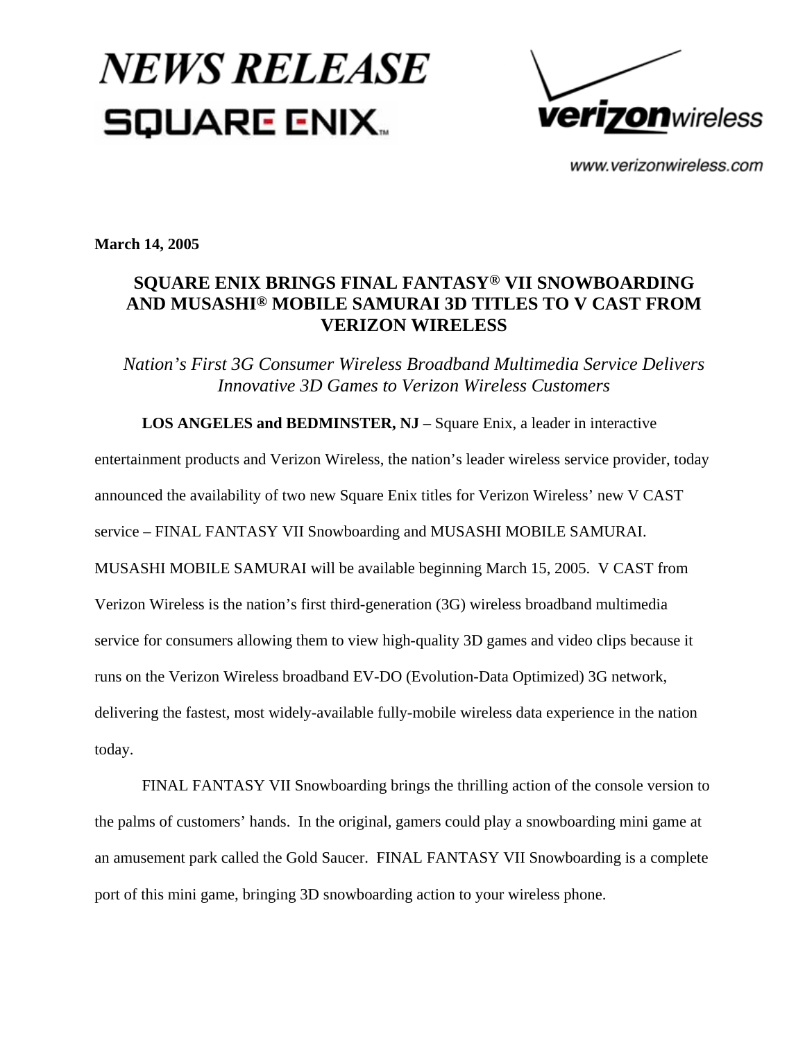# NEWS RELEASE

SQUARE ENIX

verizonwireless

www.verizonwireless.com

**March 14, 2005**

## SQUARE ENIX BRINGS FINAL FANTASY® VII SNOWBOARDING AND MUSASHI® MOBILE SAMURAI 3D TITLES TO V CAST FROM VERIZON WIRELESS

*Nation's First 3G Consumer Wireless Broadband Multimedia Service Delivers Innovative 3D Games to Verizon Wireless Customers*

**LOS ANGELES and BEDMINSTER, NJ** – Square Enix, a leader in interactive entertainment products and Verizon Wireless, the nation's leader wireless service provider, today announced the availability of two new Square Enix titles for Verizon Wireless' new V CAST service – FINAL FANTASY VII Snowboarding and MUSASHI MOBILE SAMURAI. MUSASHI MOBILE SAMURAI will be available beginning March 15, 2005. V CAST from Verizon Wireless is the nation's first third-generation (3G) wireless broadband multimedia service for consumers allowing them to view high-quality 3D games and video clips because it runs on the Verizon Wireless broadband EV-DO (Evolution-Data Optimized) 3G network, delivering the fastest, most widely-available fully-mobile wireless data experience in the nation today.

FINAL FANTASY VII Snowboarding brings the thrilling action of the console version to the palms of customers' hands. In the original, gamers could play a snowboarding mini game at an amusement park called the Gold Saucer. FINAL FANTASY VII Snowboarding is a complete port of this mini game, bringing 3D snowboarding action to your wireless phone.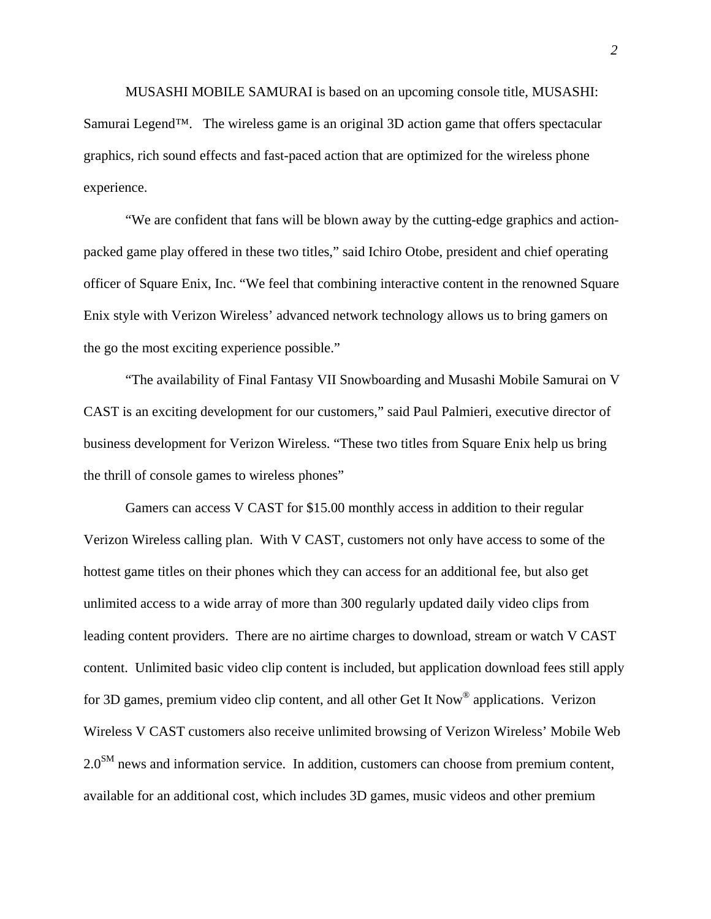MUSASHI MOBILE SAMURAI is based on an upcoming console title, MUSASHI: Samurai Legend™. The wireless game is an original 3D action game that offers spectacular graphics, rich sound effects and fast-paced action that are optimized for the wireless phone experience.

"We are confident that fans will be blown away by the cutting-edge graphics and action-packed game play offered in these two titles," said Ichiro Otobe, president and chief operating officer of Square Enix, Inc. "We feel that combining interactive content in the renowned Square Enix style with Verizon Wireless' advanced network technology allows us to bring gamers on the go the most exciting experience possible."

"The availability of Final Fantasy VII Snowboarding and Musashi Mobile Samurai on V CAST is an exciting development for our customers," said Paul Palmieri, executive director of business development for Verizon Wireless. "These two titles from Square Enix help us bring the thrill of console games to wireless phones"

Gamers can access V CAST for $15.00 monthly access in addition to their regular Verizon Wireless calling plan. With V CAST, customers not only have access to some of the hottest game titles on their phones which they can access for an additional fee, but also get unlimited access to a wide array of more than 300 regularly updated daily video clips from leading content providers. There are no airtime charges to download, stream or watch V CAST content. Unlimited basic video clip content is included, but application download fees still apply for 3D games, premium video clip content, and all other Get It Now® applications. Verizon Wireless V CAST customers also receive unlimited browsing of Verizon Wireless' Mobile Web 2.0℠ news and information service. In addition, customers can choose from premium content, available for an additional cost, which includes 3D games, music videos and other premium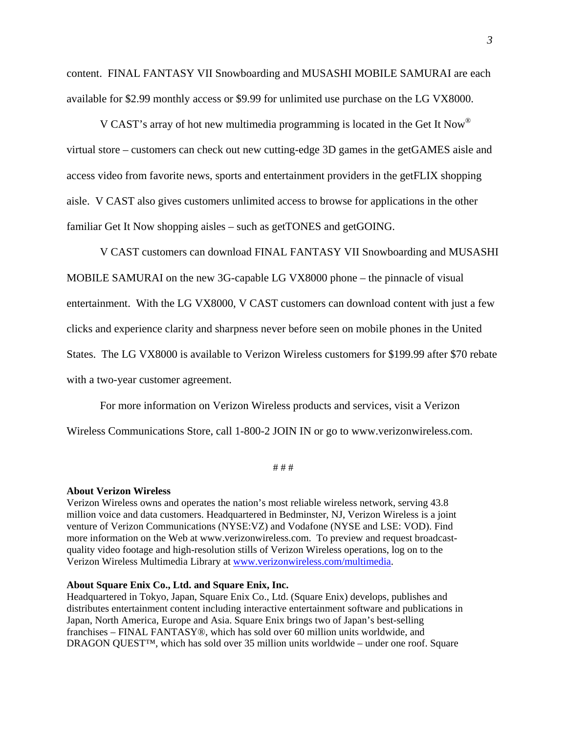content. FINAL FANTASY VII Snowboarding and MUSASHI MOBILE SAMURAI are each available for $2.99 monthly access or $9.99 for unlimited use purchase on the LG VX8000.

V CAST's array of hot new multimedia programming is located in the Get It Now® virtual store – customers can check out new cutting-edge 3D games in the getGAMES aisle and access video from favorite news, sports and entertainment providers in the getFLIX shopping aisle. V CAST also gives customers unlimited access to browse for applications in the other familiar Get It Now shopping aisles – such as getTONES and getGOING.

V CAST customers can download FINAL FANTASY VII Snowboarding and MUSASHI MOBILE SAMURAI on the new 3G-capable LG VX8000 phone – the pinnacle of visual entertainment. With the LG VX8000, V CAST customers can download content with just a few clicks and experience clarity and sharpness never before seen on mobile phones in the United States. The LG VX8000 is available to Verizon Wireless customers for $199.99 after $70 rebate with a two-year customer agreement.

For more information on Verizon Wireless products and services, visit a Verizon Wireless Communications Store, call 1-800-2 JOIN IN or go to www.verizonwireless.com.

# # #

**About Verizon Wireless**
Verizon Wireless owns and operates the nation's most reliable wireless network, serving 43.8 million voice and data customers. Headquartered in Bedminster, NJ, Verizon Wireless is a joint venture of Verizon Communications (NYSE:VZ) and Vodafone (NYSE and LSE: VOD). Find more information on the Web at www.verizonwireless.com. To preview and request broadcast-quality video footage and high-resolution stills of Verizon Wireless operations, log on to the Verizon Wireless Multimedia Library at www.verizonwireless.com/multimedia.

**About Square Enix Co., Ltd. and Square Enix, Inc.**
Headquartered in Tokyo, Japan, Square Enix Co., Ltd. (Square Enix) develops, publishes and distributes entertainment content including interactive entertainment software and publications in Japan, North America, Europe and Asia. Square Enix brings two of Japan's best-selling franchises – FINAL FANTASY®, which has sold over 60 million units worldwide, and DRAGON QUEST™, which has sold over 35 million units worldwide – under one roof. Square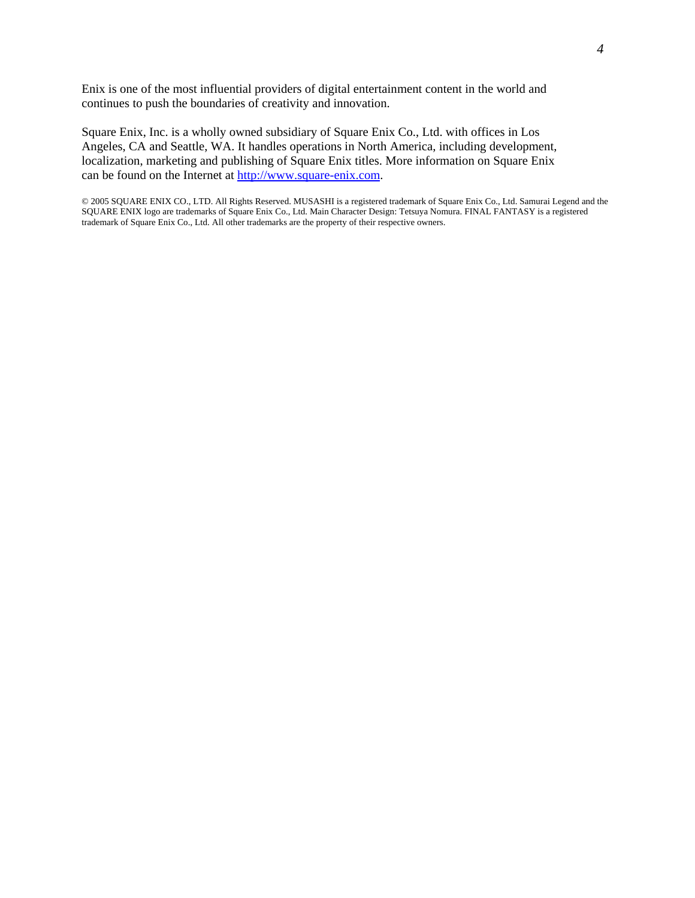Enix is one of the most influential providers of digital entertainment content in the world and continues to push the boundaries of creativity and innovation.

Square Enix, Inc. is a wholly owned subsidiary of Square Enix Co., Ltd. with offices in Los Angeles, CA and Seattle, WA. It handles operations in North America, including development, localization, marketing and publishing of Square Enix titles. More information on Square Enix can be found on the Internet at [http://www.square-enix.com](http://www.square-enix.com).

© 2005 SQUARE ENIX CO., LTD. All Rights Reserved. MUSASHI is a registered trademark of Square Enix Co., Ltd. Samurai Legend and the SQUARE ENIX logo are trademarks of Square Enix Co., Ltd. Main Character Design: Tetsuya Nomura. FINAL FANTASY is a registered trademark of Square Enix Co., Ltd. All other trademarks are the property of their respective owners.